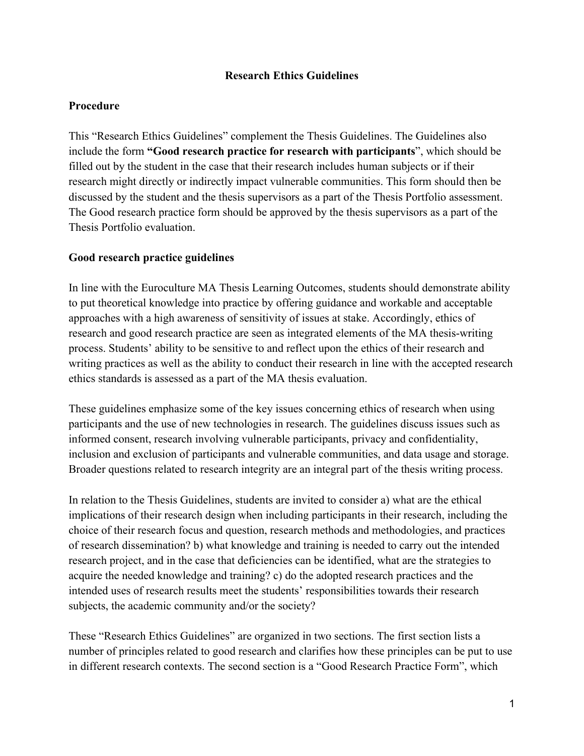# Research Ethics Guidelines

## Procedure

This "Research Ethics Guidelines" complement the Thesis Guidelines. The Guidelines also include the form **"Good research practice for research with participants"**, which should be filled out by the student in the case that their research includes human subjects or if their research might directly or indirectly impact vulnerable communities. This form should then be discussed by the student and the thesis supervisors as a part of the Thesis Portfolio assessment. The Good research practice form should be approved by the thesis supervisors as a part of the Thesis Portfolio evaluation.

## Good research practice guidelines

In line with the Euroculture MA Thesis Learning Outcomes, students should demonstrate ability to put theoretical knowledge into practice by offering guidance and workable and acceptable approaches with a high awareness of sensitivity of issues at stake. Accordingly, ethics of research and good research practice are seen as integrated elements of the MA thesis-writing process. Students' ability to be sensitive to and reflect upon the ethics of their research and writing practices as well as the ability to conduct their research in line with the accepted research ethics standards is assessed as a part of the MA thesis evaluation.

These guidelines emphasize some of the key issues concerning ethics of research when using participants and the use of new technologies in research. The guidelines discuss issues such as informed consent, research involving vulnerable participants, privacy and confidentiality, inclusion and exclusion of participants and vulnerable communities, and data usage and storage. Broader questions related to research integrity are an integral part of the thesis writing process.

In relation to the Thesis Guidelines, students are invited to consider a) what are the ethical implications of their research design when including participants in their research, including the choice of their research focus and question, research methods and methodologies, and practices of research dissemination? b) what knowledge and training is needed to carry out the intended research project, and in the case that deficiencies can be identified, what are the strategies to acquire the needed knowledge and training? c) do the adopted research practices and the intended uses of research results meet the students' responsibilities towards their research subjects, the academic community and/or the society?

These "Research Ethics Guidelines" are organized in two sections. The first section lists a number of principles related to good research and clarifies how these principles can be put to use in different research contexts. The second section is a "Good Research Practice Form", which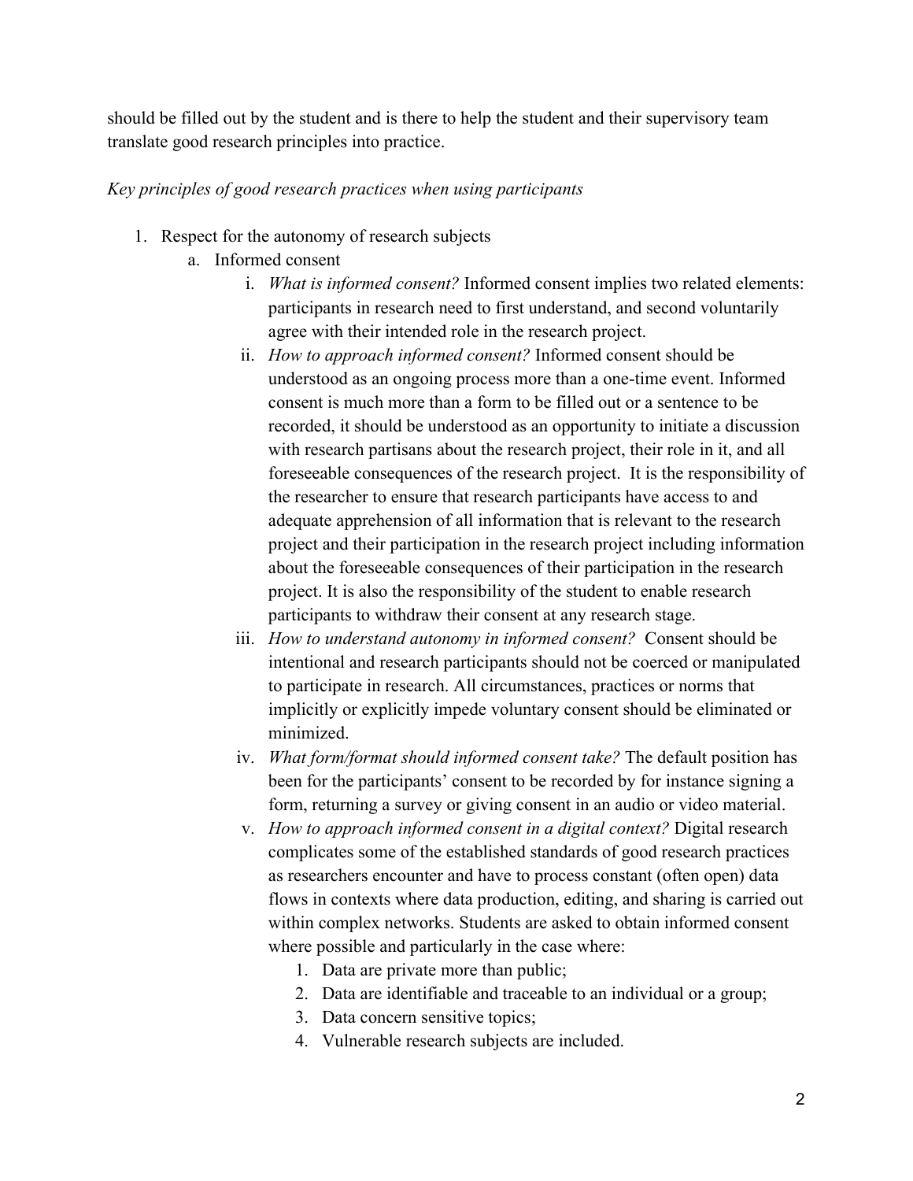should be filled out by the student and is there to help the student and their supervisory team translate good research principles into practice.

*Key principles of good research practices when using participants*

1. Respect for the autonomy of research subjects
   a. Informed consent
      i. *What is informed consent?* Informed consent implies two related elements: participants in research need to first understand, and second voluntarily agree with their intended role in the research project.
      ii. *How to approach informed consent?* Informed consent should be understood as an ongoing process more than a one-time event. Informed consent is much more than a form to be filled out or a sentence to be recorded, it should be understood as an opportunity to initiate a discussion with research partisans about the research project, their role in it, and all foreseeable consequences of the research project. It is the responsibility of the researcher to ensure that research participants have access to and adequate apprehension of all information that is relevant to the research project and their participation in the research project including information about the foreseeable consequences of their participation in the research project. It is also the responsibility of the student to enable research participants to withdraw their consent at any research stage.
      iii. *How to understand autonomy in informed consent?* Consent should be intentional and research participants should not be coerced or manipulated to participate in research. All circumstances, practices or norms that implicitly or explicitly impede voluntary consent should be eliminated or minimized.
      iv. *What form/format should informed consent take?* The default position has been for the participants' consent to be recorded by for instance signing a form, returning a survey or giving consent in an audio or video material.
      v. *How to approach informed consent in a digital context?* Digital research complicates some of the established standards of good research practices as researchers encounter and have to process constant (often open) data flows in contexts where data production, editing, and sharing is carried out within complex networks. Students are asked to obtain informed consent where possible and particularly in the case where:
         1. Data are private more than public;
         2. Data are identifiable and traceable to an individual or a group;
         3. Data concern sensitive topics;
         4. Vulnerable research subjects are included.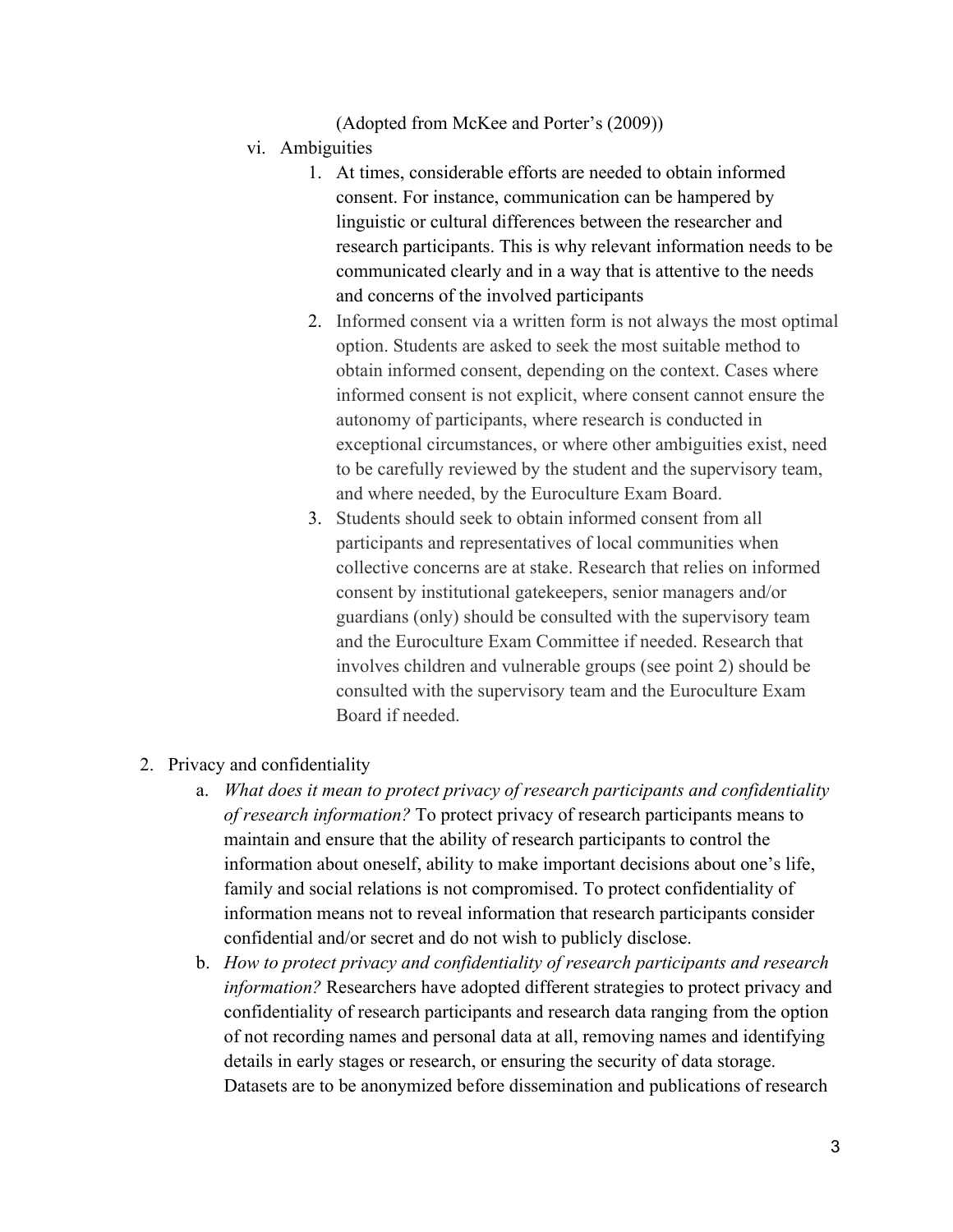(Adopted from McKee and Porter's (2009))

vi. Ambiguities

1. At times, considerable efforts are needed to obtain informed consent. For instance, communication can be hampered by linguistic or cultural differences between the researcher and research participants. This is why relevant information needs to be communicated clearly and in a way that is attentive to the needs and concerns of the involved participants
2. Informed consent via a written form is not always the most optimal option. Students are asked to seek the most suitable method to obtain informed consent, depending on the context. Cases where informed consent is not explicit, where consent cannot ensure the autonomy of participants, where research is conducted in exceptional circumstances, or where other ambiguities exist, need to be carefully reviewed by the student and the supervisory team, and where needed, by the Euroculture Exam Board.
3. Students should seek to obtain informed consent from all participants and representatives of local communities when collective concerns are at stake. Research that relies on informed consent by institutional gatekeepers, senior managers and/or guardians (only) should be consulted with the supervisory team and the Euroculture Exam Committee if needed. Research that involves children and vulnerable groups (see point 2) should be consulted with the supervisory team and the Euroculture Exam Board if needed.

2. Privacy and confidentiality

a. *What does it mean to protect privacy of research participants and confidentiality of research information?* To protect privacy of research participants means to maintain and ensure that the ability of research participants to control the information about oneself, ability to make important decisions about one's life, family and social relations is not compromised. To protect confidentiality of information means not to reveal information that research participants consider confidential and/or secret and do not wish to publicly disclose.

b. *How to protect privacy and confidentiality of research participants and research information?* Researchers have adopted different strategies to protect privacy and confidentiality of research participants and research data ranging from the option of not recording names and personal data at all, removing names and identifying details in early stages or research, or ensuring the security of data storage. Datasets are to be anonymized before dissemination and publications of research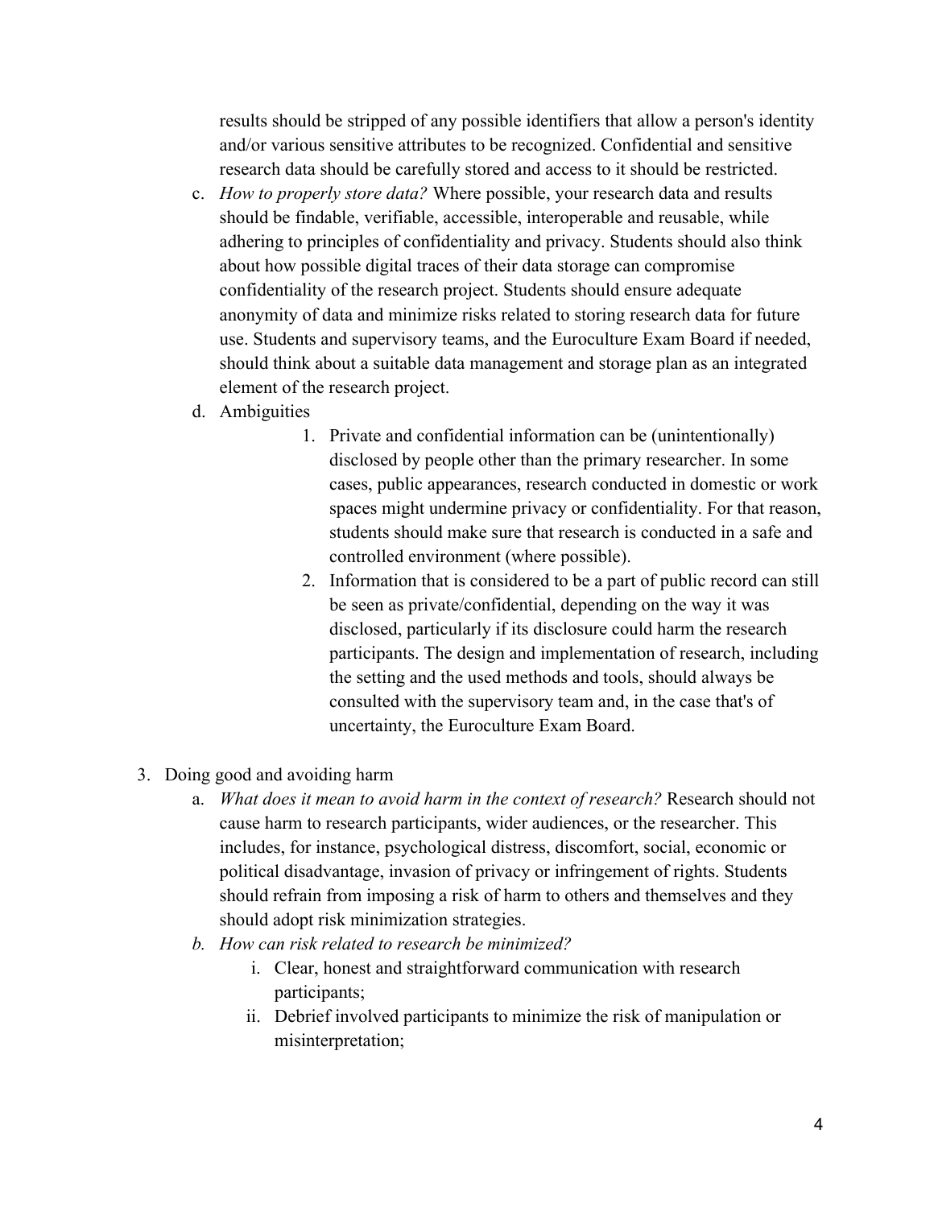results should be stripped of any possible identifiers that allow a person's identity and/or various sensitive attributes to be recognized. Confidential and sensitive research data should be carefully stored and access to it should be restricted.

c. *How to properly store data?* Where possible, your research data and results should be findable, verifiable, accessible, interoperable and reusable, while adhering to principles of confidentiality and privacy. Students should also think about how possible digital traces of their data storage can compromise confidentiality of the research project. Students should ensure adequate anonymity of data and minimize risks related to storing research data for future use. Students and supervisory teams, and the Euroculture Exam Board if needed, should think about a suitable data management and storage plan as an integrated element of the research project.

d. Ambiguities

   1. Private and confidential information can be (unintentionally) disclosed by people other than the primary researcher. In some cases, public appearances, research conducted in domestic or work spaces might undermine privacy or confidentiality. For that reason, students should make sure that research is conducted in a safe and controlled environment (where possible).
   2. Information that is considered to be a part of public record can still be seen as private/confidential, depending on the way it was disclosed, particularly if its disclosure could harm the research participants. The design and implementation of research, including the setting and the used methods and tools, should always be consulted with the supervisory team and, in the case that's of uncertainty, the Euroculture Exam Board.

3. Doing good and avoiding harm

   a. *What does it mean to avoid harm in the context of research?* Research should not cause harm to research participants, wider audiences, or the researcher. This includes, for instance, psychological distress, discomfort, social, economic or political disadvantage, invasion of privacy or infringement of rights. Students should refrain from imposing a risk of harm to others and themselves and they should adopt risk minimization strategies.

   b. *How can risk related to research be minimized?*

      i. Clear, honest and straightforward communication with research participants;
      ii. Debrief involved participants to minimize the risk of manipulation or misinterpretation;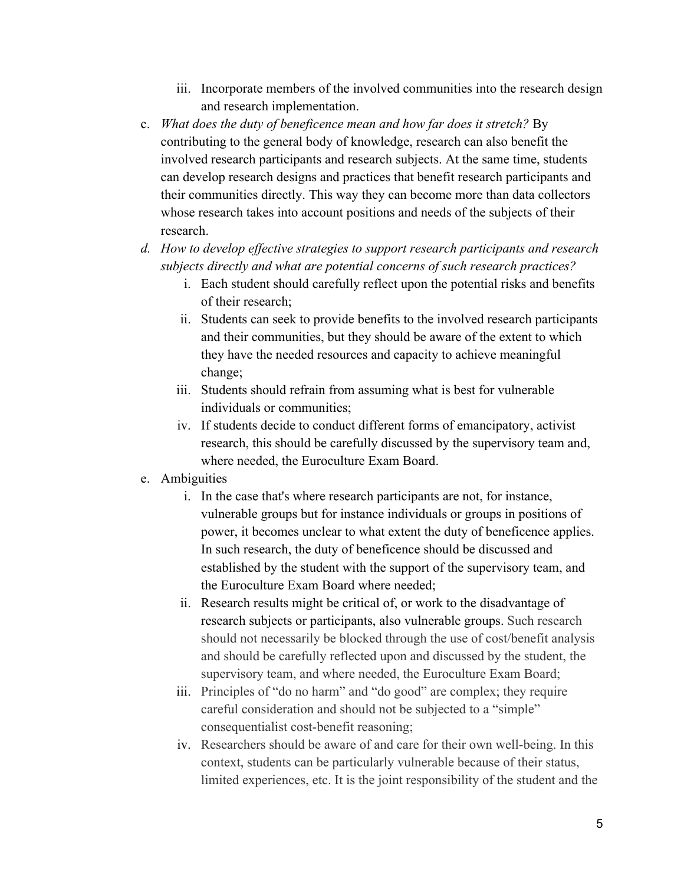iii. Incorporate members of the involved communities into the research design and research implementation.

c. *What does the duty of beneficence mean and how far does it stretch?* By contributing to the general body of knowledge, research can also benefit the involved research participants and research subjects. At the same time, students can develop research designs and practices that benefit research participants and their communities directly. This way they can become more than data collectors whose research takes into account positions and needs of the subjects of their research.

d. *How to develop effective strategies to support research participants and research subjects directly and what are potential concerns of such research practices?*
   i. Each student should carefully reflect upon the potential risks and benefits of their research;
   ii. Students can seek to provide benefits to the involved research participants and their communities, but they should be aware of the extent to which they have the needed resources and capacity to achieve meaningful change;
   iii. Students should refrain from assuming what is best for vulnerable individuals or communities;
   iv. If students decide to conduct different forms of emancipatory, activist research, this should be carefully discussed by the supervisory team and, where needed, the Euroculture Exam Board.

e. Ambiguities
   i. In the case that's where research participants are not, for instance, vulnerable groups but for instance individuals or groups in positions of power, it becomes unclear to what extent the duty of beneficence applies. In such research, the duty of beneficence should be discussed and established by the student with the support of the supervisory team, and the Euroculture Exam Board where needed;
   ii. Research results might be critical of, or work to the disadvantage of research subjects or participants, also vulnerable groups. Such research should not necessarily be blocked through the use of cost/benefit analysis and should be carefully reflected upon and discussed by the student, the supervisory team, and where needed, the Euroculture Exam Board;
   iii. Principles of "do no harm" and "do good" are complex; they require careful consideration and should not be subjected to a "simple" consequentialist cost-benefit reasoning;
   iv. Researchers should be aware of and care for their own well-being. In this context, students can be particularly vulnerable because of their status, limited experiences, etc. It is the joint responsibility of the student and the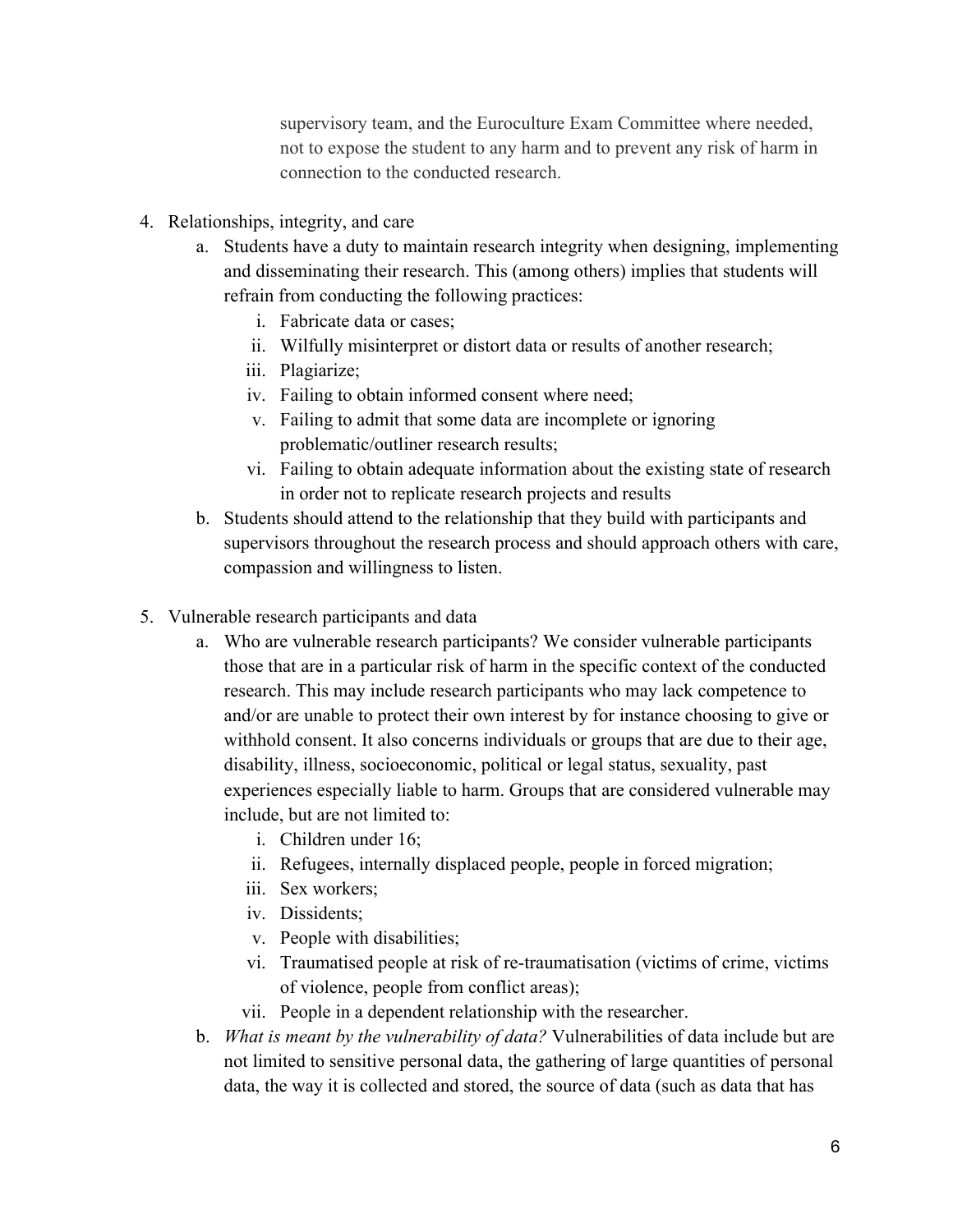supervisory team, and the Euroculture Exam Committee where needed, not to expose the student to any harm and to prevent any risk of harm in connection to the conducted research.

4. Relationships, integrity, and care
   a. Students have a duty to maintain research integrity when designing, implementing and disseminating their research. This (among others) implies that students will refrain from conducting the following practices:
      i. Fabricate data or cases;
      ii. Wilfully misinterpret or distort data or results of another research;
      iii. Plagiarize;
      iv. Failing to obtain informed consent where need;
      v. Failing to admit that some data are incomplete or ignoring problematic/outliner research results;
      vi. Failing to obtain adequate information about the existing state of research in order not to replicate research projects and results
   b. Students should attend to the relationship that they build with participants and supervisors throughout the research process and should approach others with care, compassion and willingness to listen.

5. Vulnerable research participants and data
   a. Who are vulnerable research participants? We consider vulnerable participants those that are in a particular risk of harm in the specific context of the conducted research. This may include research participants who may lack competence to and/or are unable to protect their own interest by for instance choosing to give or withhold consent. It also concerns individuals or groups that are due to their age, disability, illness, socioeconomic, political or legal status, sexuality, past experiences especially liable to harm. Groups that are considered vulnerable may include, but are not limited to:
      i. Children under 16;
      ii. Refugees, internally displaced people, people in forced migration;
      iii. Sex workers;
      iv. Dissidents;
      v. People with disabilities;
      vi. Traumatised people at risk of re-traumatisation (victims of crime, victims of violence, people from conflict areas);
      vii. People in a dependent relationship with the researcher.
   b. *What is meant by the vulnerability of data?* Vulnerabilities of data include but are not limited to sensitive personal data, the gathering of large quantities of personal data, the way it is collected and stored, the source of data (such as data that has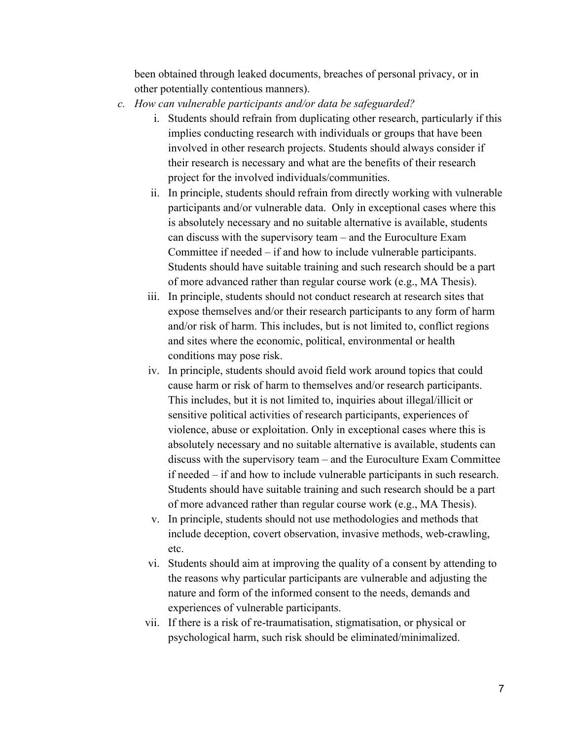been obtained through leaked documents, breaches of personal privacy, or in other potentially contentious manners).

c. *How can vulnerable participants and/or data be safeguarded?*

   i. Students should refrain from duplicating other research, particularly if this implies conducting research with individuals or groups that have been involved in other research projects. Students should always consider if their research is necessary and what are the benefits of their research project for the involved individuals/communities.

   ii. In principle, students should refrain from directly working with vulnerable participants and/or vulnerable data. Only in exceptional cases where this is absolutely necessary and no suitable alternative is available, students can discuss with the supervisory team – and the Euroculture Exam Committee if needed – if and how to include vulnerable participants. Students should have suitable training and such research should be a part of more advanced rather than regular course work (e.g., MA Thesis).

   iii. In principle, students should not conduct research at research sites that expose themselves and/or their research participants to any form of harm and/or risk of harm. This includes, but is not limited to, conflict regions and sites where the economic, political, environmental or health conditions may pose risk.

   iv. In principle, students should avoid field work around topics that could cause harm or risk of harm to themselves and/or research participants. This includes, but it is not limited to, inquiries about illegal/illicit or sensitive political activities of research participants, experiences of violence, abuse or exploitation. Only in exceptional cases where this is absolutely necessary and no suitable alternative is available, students can discuss with the supervisory team – and the Euroculture Exam Committee if needed – if and how to include vulnerable participants in such research. Students should have suitable training and such research should be a part of more advanced rather than regular course work (e.g., MA Thesis).

   v. In principle, students should not use methodologies and methods that include deception, covert observation, invasive methods, web-crawling, etc.

   vi. Students should aim at improving the quality of a consent by attending to the reasons why particular participants are vulnerable and adjusting the nature and form of the informed consent to the needs, demands and experiences of vulnerable participants.

   vii. If there is a risk of re-traumatisation, stigmatisation, or physical or psychological harm, such risk should be eliminated/minimalized.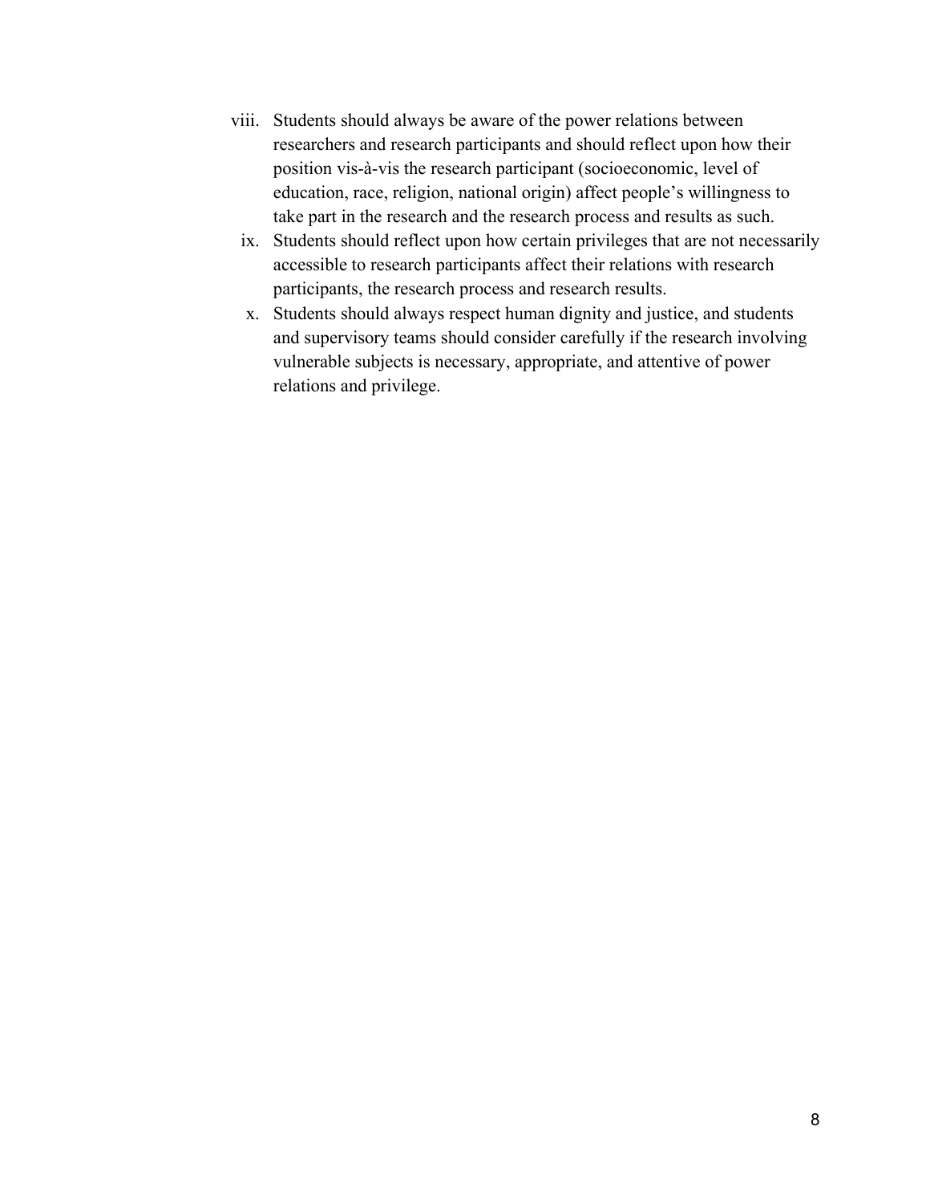viii. Students should always be aware of the power relations between researchers and research participants and should reflect upon how their position vis-à-vis the research participant (socioeconomic, level of education, race, religion, national origin) affect people's willingness to take part in the research and the research process and results as such.

ix. Students should reflect upon how certain privileges that are not necessarily accessible to research participants affect their relations with research participants, the research process and research results.

x. Students should always respect human dignity and justice, and students and supervisory teams should consider carefully if the research involving vulnerable subjects is necessary, appropriate, and attentive of power relations and privilege.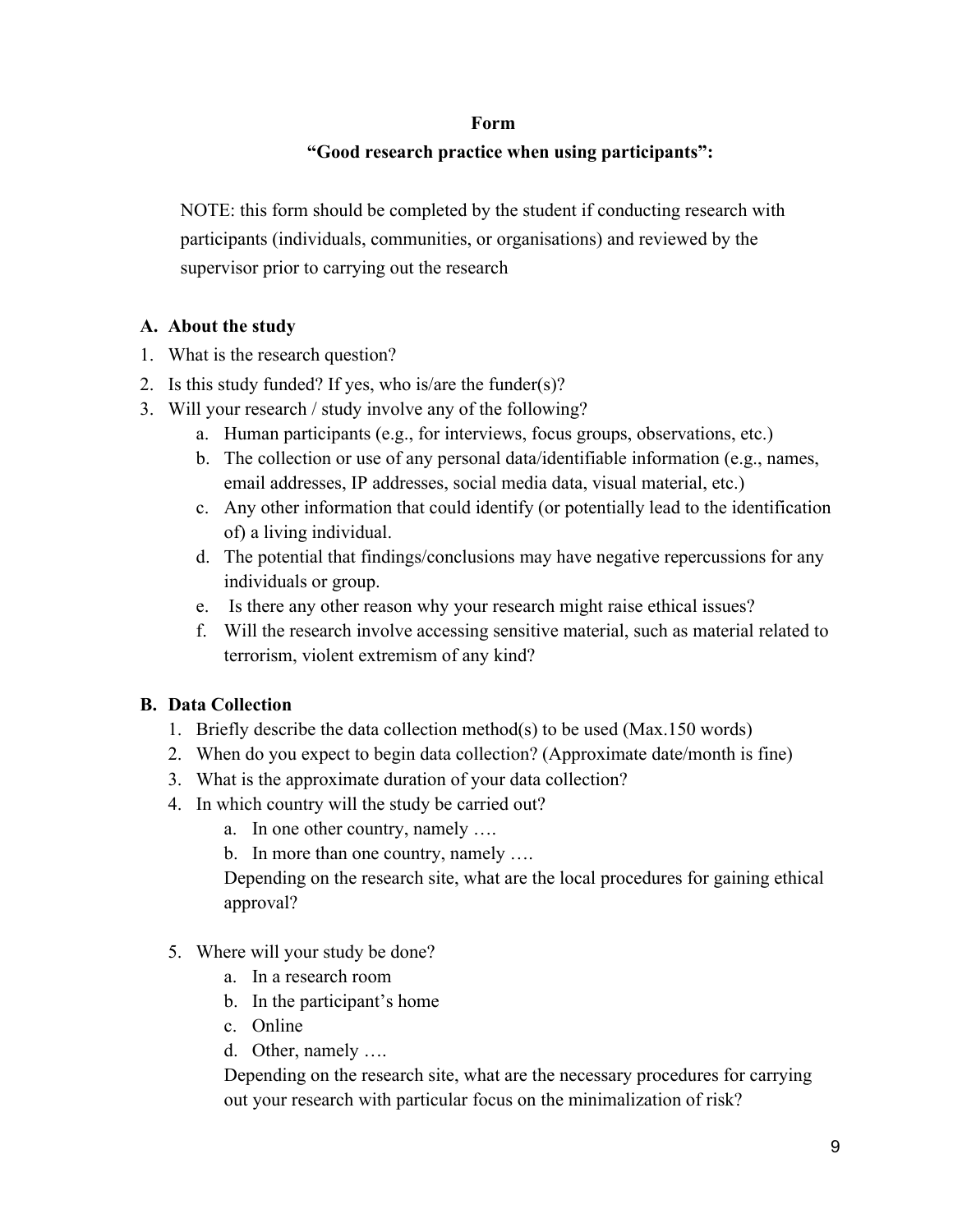**Form**

**"Good research practice when using participants":**

NOTE: this form should be completed by the student if conducting research with participants (individuals, communities, or organisations) and reviewed by the supervisor prior to carrying out the research

**A. About the study**

1. What is the research question?
2. Is this study funded? If yes, who is/are the funder(s)?
3. Will your research / study involve any of the following?
   a. Human participants (e.g., for interviews, focus groups, observations, etc.)
   b. The collection or use of any personal data/identifiable information (e.g., names, email addresses, IP addresses, social media data, visual material, etc.)
   c. Any other information that could identify (or potentially lead to the identification of) a living individual.
   d. The potential that findings/conclusions may have negative repercussions for any individuals or group.
   e. Is there any other reason why your research might raise ethical issues?
   f. Will the research involve accessing sensitive material, such as material related to terrorism, violent extremism of any kind?

**B. Data Collection**

1. Briefly describe the data collection method(s) to be used (Max.150 words)
2. When do you expect to begin data collection? (Approximate date/month is fine)
3. What is the approximate duration of your data collection?
4. In which country will the study be carried out?
   a. In one other country, namely ….
   b. In more than one country, namely ….

   Depending on the research site, what are the local procedures for gaining ethical approval?

5. Where will your study be done?
   a. In a research room
   b. In the participant's home
   c. Online
   d. Other, namely ….

   Depending on the research site, what are the necessary procedures for carrying out your research with particular focus on the minimalization of risk?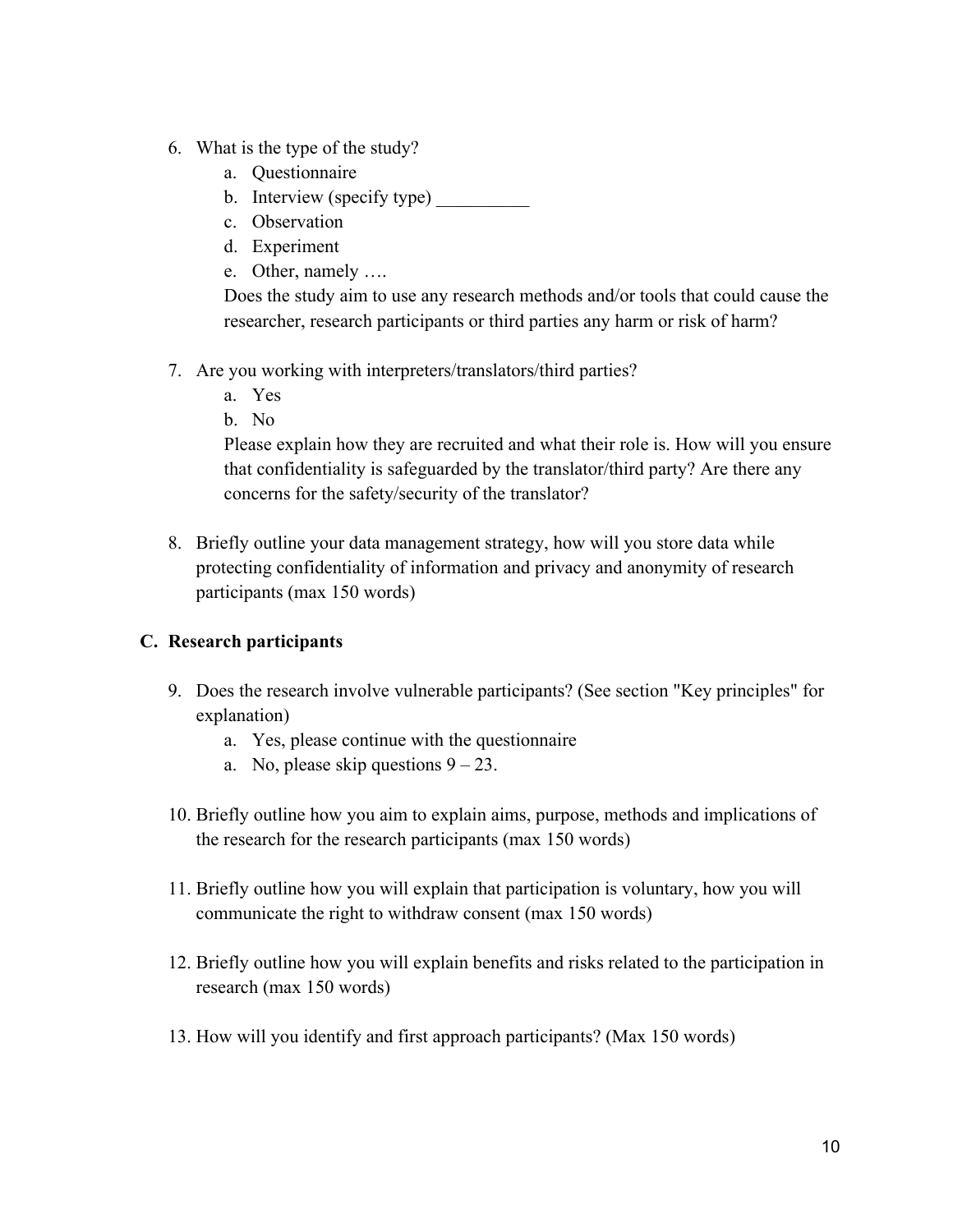6. What is the type of the study?
   a. Questionnaire
   b. Interview (specify type) __________
   c. Observation
   d. Experiment
   e. Other, namely ….

   Does the study aim to use any research methods and/or tools that could cause the researcher, research participants or third parties any harm or risk of harm?

7. Are you working with interpreters/translators/third parties?
   a. Yes
   b. No

   Please explain how they are recruited and what their role is. How will you ensure that confidentiality is safeguarded by the translator/third party? Are there any concerns for the safety/security of the translator?

8. Briefly outline your data management strategy, how will you store data while protecting confidentiality of information and privacy and anonymity of research participants (max 150 words)

### C. Research participants

9. Does the research involve vulnerable participants? (See section "Key principles" for explanation)
   a. Yes, please continue with the questionnaire
   a. No, please skip questions 9 – 23.

10. Briefly outline how you aim to explain aims, purpose, methods and implications of the research for the research participants (max 150 words)

11. Briefly outline how you will explain that participation is voluntary, how you will communicate the right to withdraw consent (max 150 words)

12. Briefly outline how you will explain benefits and risks related to the participation in research (max 150 words)

13. How will you identify and first approach participants? (Max 150 words)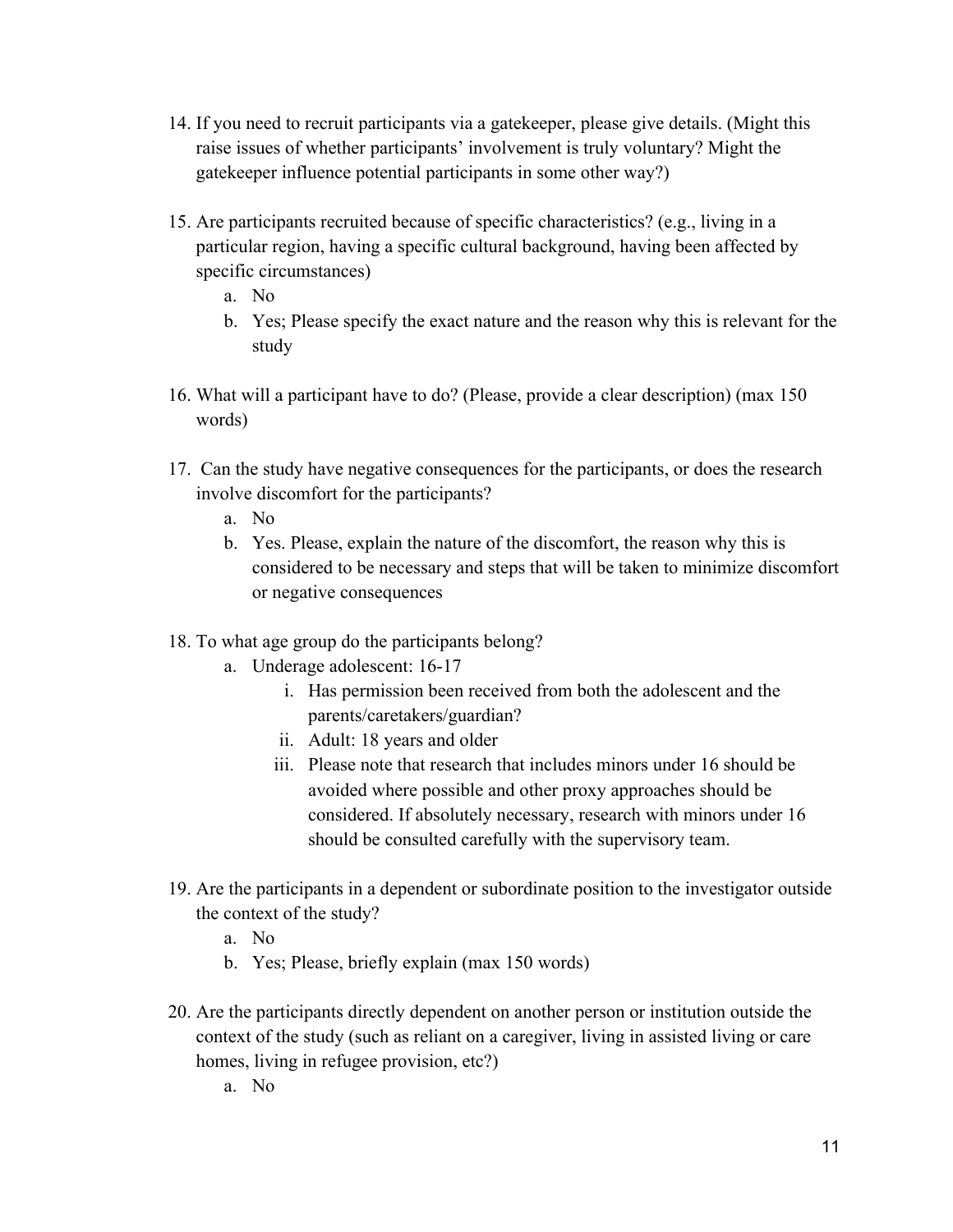14. If you need to recruit participants via a gatekeeper, please give details. (Might this raise issues of whether participants' involvement is truly voluntary? Might the gatekeeper influence potential participants in some other way?)

15. Are participants recruited because of specific characteristics? (e.g., living in a particular region, having a specific cultural background, having been affected by specific circumstances)
    a. No
    b. Yes; Please specify the exact nature and the reason why this is relevant for the study

16. What will a participant have to do? (Please, provide a clear description) (max 150 words)

17. Can the study have negative consequences for the participants, or does the research involve discomfort for the participants?
    a. No
    b. Yes. Please, explain the nature of the discomfort, the reason why this is considered to be necessary and steps that will be taken to minimize discomfort or negative consequences

18. To what age group do the participants belong?
    a. Underage adolescent: 16-17
        i. Has permission been received from both the adolescent and the parents/caretakers/guardian?
        ii. Adult: 18 years and older
        iii. Please note that research that includes minors under 16 should be avoided where possible and other proxy approaches should be considered. If absolutely necessary, research with minors under 16 should be consulted carefully with the supervisory team.

19. Are the participants in a dependent or subordinate position to the investigator outside the context of the study?
    a. No
    b. Yes; Please, briefly explain (max 150 words)

20. Are the participants directly dependent on another person or institution outside the context of the study (such as reliant on a caregiver, living in assisted living or care homes, living in refugee provision, etc?)
    a. No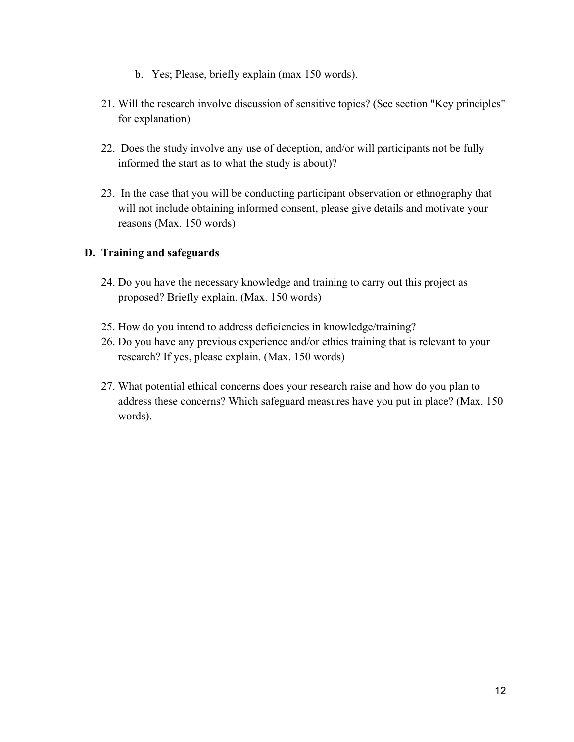b. Yes; Please, briefly explain (max 150 words).

21. Will the research involve discussion of sensitive topics? (See section "Key principles" for explanation)

22. Does the study involve any use of deception, and/or will participants not be fully informed the start as to what the study is about)?

23. In the case that you will be conducting participant observation or ethnography that will not include obtaining informed consent, please give details and motivate your reasons (Max. 150 words)

## D. Training and safeguards

24. Do you have the necessary knowledge and training to carry out this project as proposed? Briefly explain. (Max. 150 words)

25. How do you intend to address deficiencies in knowledge/training?

26. Do you have any previous experience and/or ethics training that is relevant to your research? If yes, please explain. (Max. 150 words)

27. What potential ethical concerns does your research raise and how do you plan to address these concerns? Which safeguard measures have you put in place? (Max. 150 words).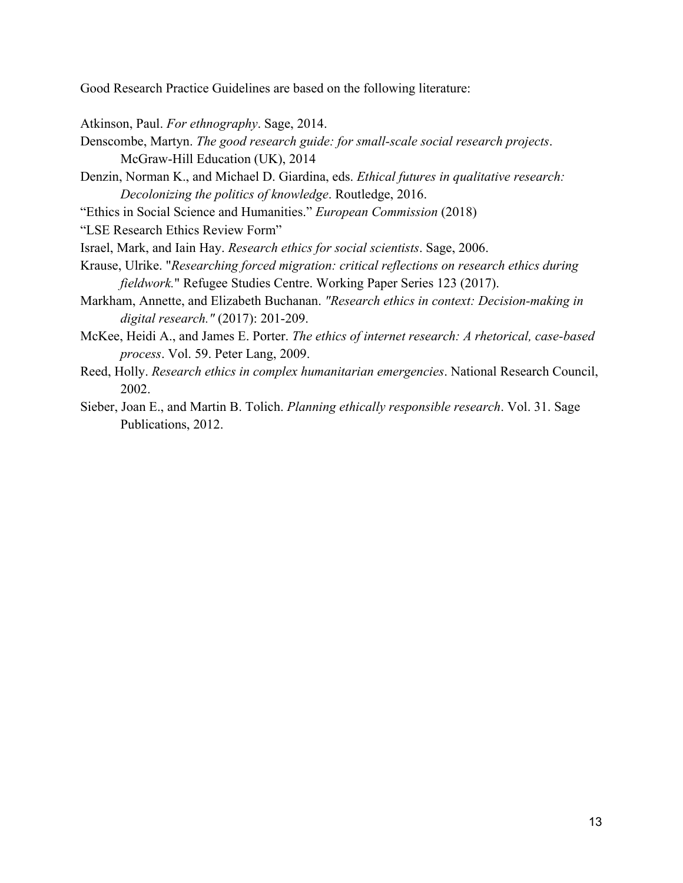Good Research Practice Guidelines are based on the following literature:

Atkinson, Paul. *For ethnography*. Sage, 2014.

Denscombe, Martyn. *The good research guide: for small-scale social research projects*. McGraw-Hill Education (UK), 2014

Denzin, Norman K., and Michael D. Giardina, eds. *Ethical futures in qualitative research: Decolonizing the politics of knowledge*. Routledge, 2016.

"Ethics in Social Science and Humanities." *European Commission* (2018)

"LSE Research Ethics Review Form"

Israel, Mark, and Iain Hay. *Research ethics for social scientists*. Sage, 2006.

Krause, Ulrike. "*Researching forced migration: critical reflections on research ethics during fieldwork.*" Refugee Studies Centre. Working Paper Series 123 (2017).

Markham, Annette, and Elizabeth Buchanan. *"Research ethics in context: Decision-making in digital research."* (2017): 201-209.

McKee, Heidi A., and James E. Porter. *The ethics of internet research: A rhetorical, case-based process*. Vol. 59. Peter Lang, 2009.

Reed, Holly. *Research ethics in complex humanitarian emergencies*. National Research Council, 2002.

Sieber, Joan E., and Martin B. Tolich. *Planning ethically responsible research*. Vol. 31. Sage Publications, 2012.